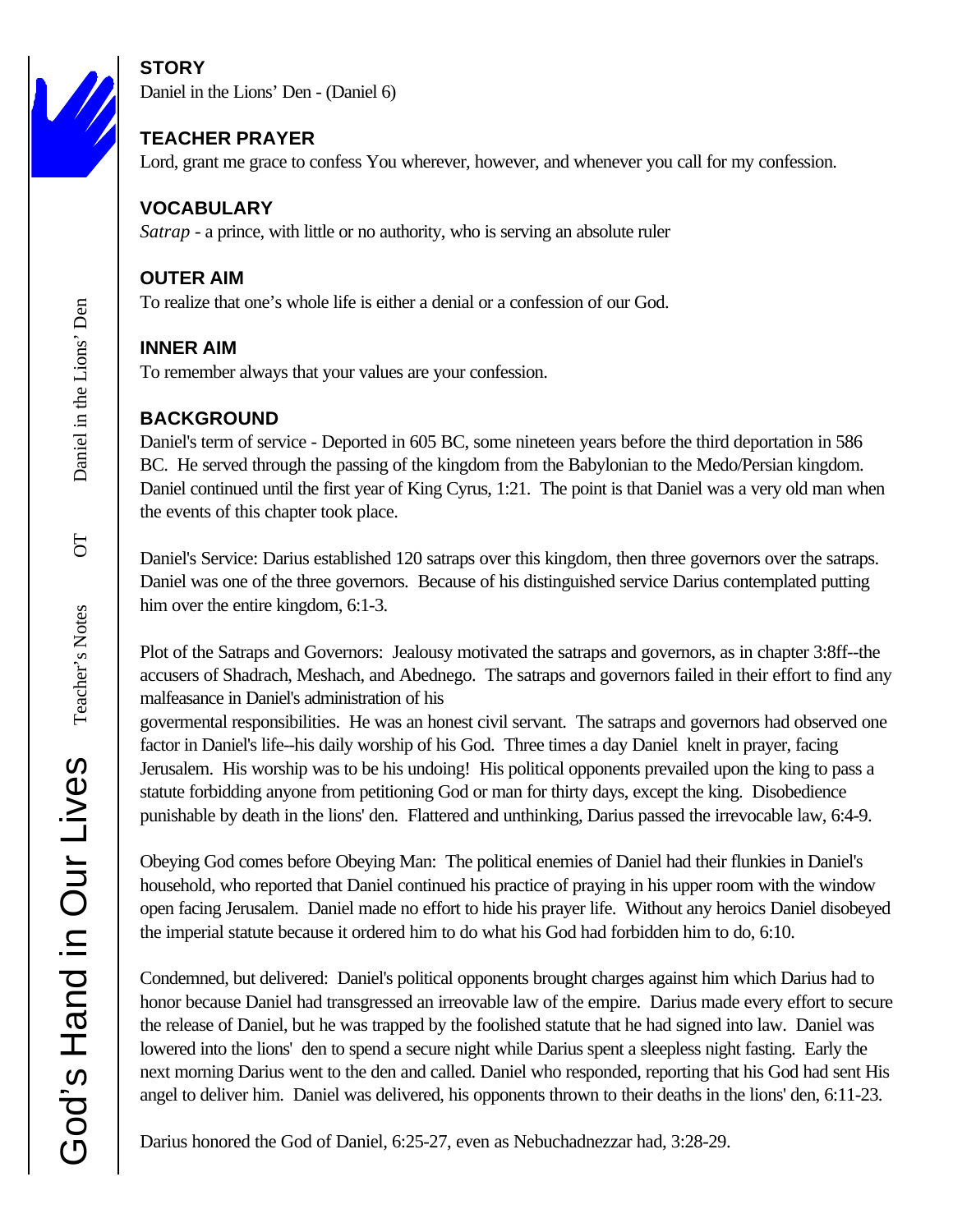## STORY

Daniel in the Lions' Den - (Daniel 6)

## TEACHER PRAYER

Lord, grant me grace to confess You wherever, however, and whenever you call for my confession.

## VOCABULARY

*Satrap* - a prince, with little or no authority, who is serving an absolute ruler

## OUTER AIM

To realize that one's whole life is either a denial or a confession of our God.

## INNER AIM

To remember always that your values are your confession.

## BACKGROUND

Daniel's term of service - Deported in 605 BC, some nineteen years before the third deportation in 586 BC. He served through the passing of the kingdom from the Babylonian to the Medo/Persian kingdom. Daniel continued until the first year of King Cyrus, 1:21. The point is that Daniel was a very old man when the events of this chapter took place.

Daniel's Service: Darius established 120 satraps over this kingdom, then three governors over the satraps. Daniel was one of the three governors. Because of his distinguished service Darius contemplated putting him over the entire kingdom, 6:1-3.

Plot of the Satraps and Governors: Jealousy motivated the satraps and governors, as in chapter 3:8ff--the accusers of Shadrach, Meshach, and Abednego. The satraps and governors failed in their effort to find any malfeasance in Daniel's administration of his govermental responsibilities. He was an honest civil servant. The satraps and governors had observed one factor in Daniel's life--his daily worship of his God. Three times a day Daniel knelt in prayer, facing Jerusalem. His worship was to be his undoing! His political opponents prevailed upon the king to pass a statute forbidding anyone from petitioning God or man for thirty days, except the king. Disobedience punishable by death in the lions' den. Flattered and unthinking, Darius passed the irrevocable law, 6:4-9.

Obeying God comes before Obeying Man: The political enemies of Daniel had their flunkies in Daniel's household, who reported that Daniel continued his practice of praying in his upper room with the window open facing Jerusalem. Daniel made no effort to hide his prayer life. Without any heroics Daniel disobeyed the imperial statute because it ordered him to do what his God had forbidden him to do, 6:10.

Condemned, but delivered: Daniel's political opponents brought charges against him which Darius had to honor because Daniel had transgressed an irreovable law of the empire. Darius made every effort to secure the release of Daniel, but he was trapped by the foolished statute that he had signed into law. Daniel was lowered into the lions' den to spend a secure night while Darius spent a sleepless night fasting. Early the next morning Darius went to the den and called. Daniel who responded, reporting that his God had sent His angel to deliver him. Daniel was delivered, his opponents thrown to their deaths in the lions' den, 6:11-23.

Darius honored the God of Daniel, 6:25-27, even as Nebuchadnezzar had, 3:28-29.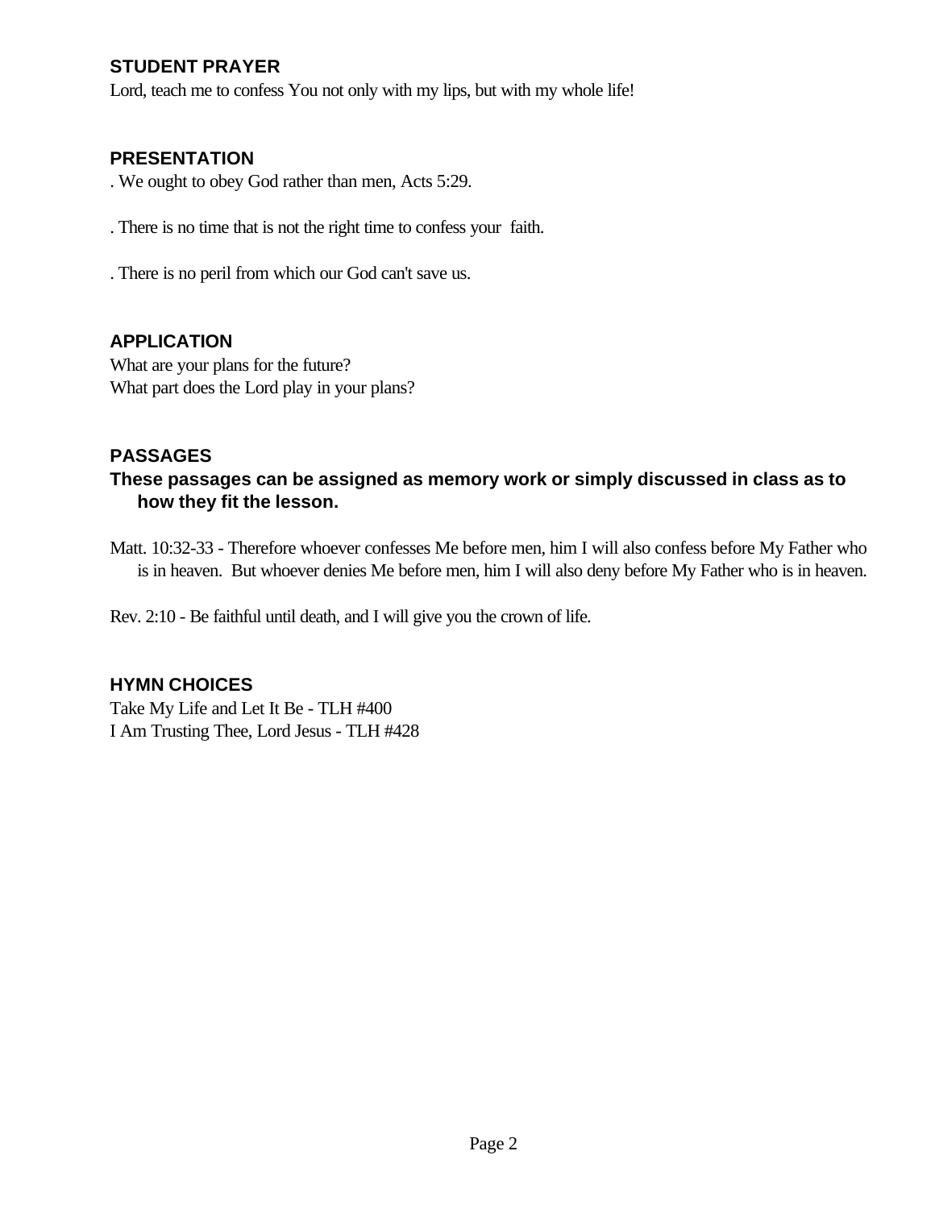## STUDENT PRAYER

Lord, teach me to confess You not only with my lips, but with my whole life!

## PRESENTATION

. We ought to obey God rather than men, Acts 5:29.

. There is no time that is not the right time to confess your faith.

. There is no peril from which our God can't save us.

## APPLICATION

What are your plans for the future?
What part does the Lord play in your plans?

## PASSAGES

**These passages can be assigned as memory work or simply discussed in class as to how they fit the lesson.**

Matt. 10:32-33 - Therefore whoever confesses Me before men, him I will also confess before My Father who is in heaven. But whoever denies Me before men, him I will also deny before My Father who is in heaven.

Rev. 2:10 - Be faithful until death, and I will give you the crown of life.

## HYMN CHOICES

Take My Life and Let It Be - TLH #400
I Am Trusting Thee, Lord Jesus - TLH #428